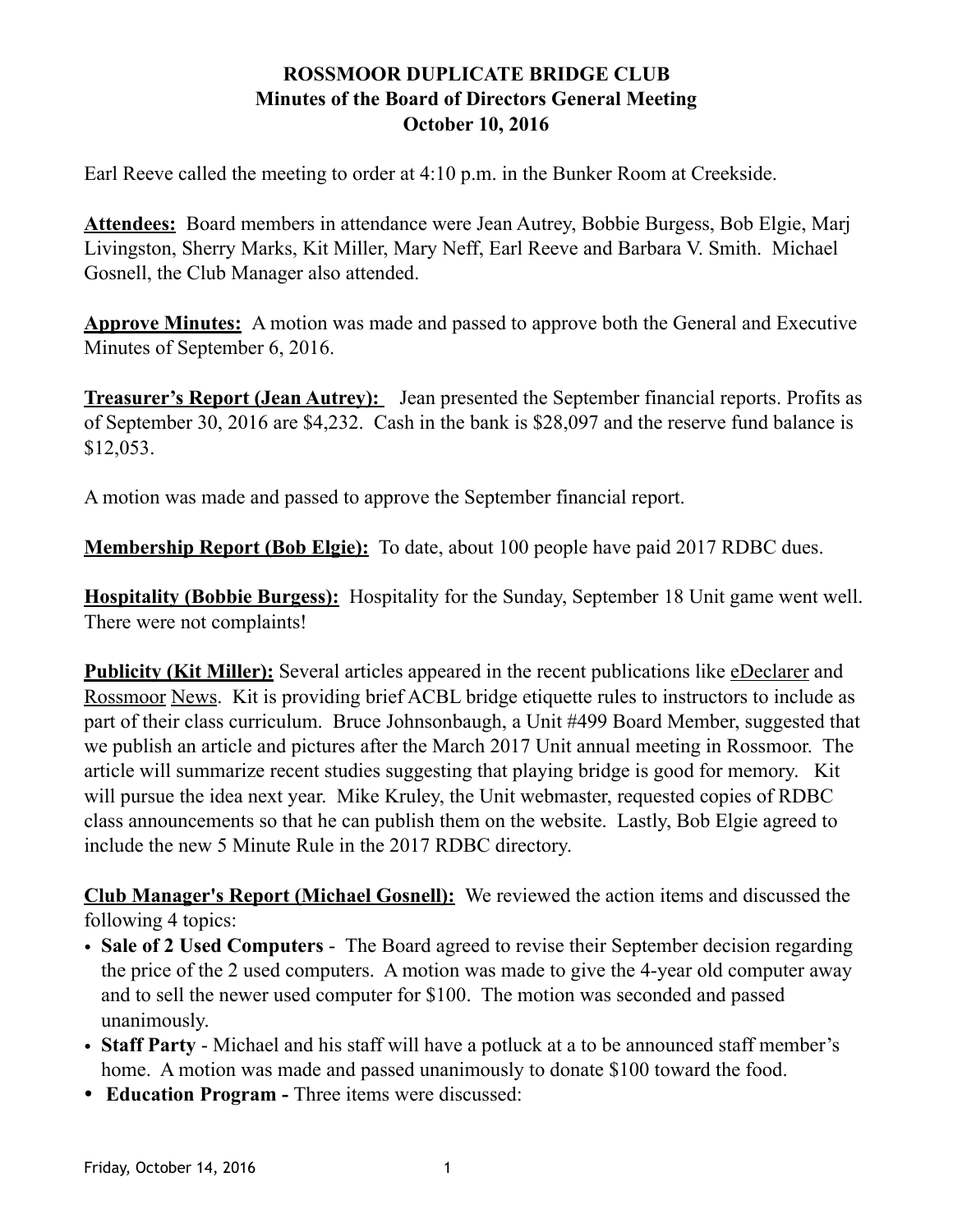**ROSSMOOR DUPLICATE BRIDGE CLUB**
**Minutes of the Board of Directors General Meeting**
**October 10, 2016**

Earl Reeve called the meeting to order at 4:10 p.m. in the Bunker Room at Creekside.

**Attendees:** Board members in attendance were Jean Autrey, Bobbie Burgess, Bob Elgie, Marj Livingston, Sherry Marks, Kit Miller, Mary Neff, Earl Reeve and Barbara V. Smith. Michael Gosnell, the Club Manager also attended.

**Approve Minutes:** A motion was made and passed to approve both the General and Executive Minutes of September 6, 2016.

**Treasurer's Report (Jean Autrey):** Jean presented the September financial reports. Profits as of September 30, 2016 are $4,232. Cash in the bank is $28,097 and the reserve fund balance is $12,053.

A motion was made and passed to approve the September financial report.

**Membership Report (Bob Elgie):** To date, about 100 people have paid 2017 RDBC dues.

**Hospitality (Bobbie Burgess):** Hospitality for the Sunday, September 18 Unit game went well. There were not complaints!

**Publicity (Kit Miller):** Several articles appeared in the recent publications like eDeclarer and Rossmoor News. Kit is providing brief ACBL bridge etiquette rules to instructors to include as part of their class curriculum. Bruce Johnsonbaugh, a Unit #499 Board Member, suggested that we publish an article and pictures after the March 2017 Unit annual meeting in Rossmoor. The article will summarize recent studies suggesting that playing bridge is good for memory. Kit will pursue the idea next year. Mike Kruley, the Unit webmaster, requested copies of RDBC class announcements so that he can publish them on the website. Lastly, Bob Elgie agreed to include the new 5 Minute Rule in the 2017 RDBC directory.

**Club Manager's Report (Michael Gosnell):** We reviewed the action items and discussed the following 4 topics:

- **Sale of 2 Used Computers** - The Board agreed to revise their September decision regarding the price of the 2 used computers. A motion was made to give the 4-year old computer away and to sell the newer used computer for $100. The motion was seconded and passed unanimously.
- **Staff Party** - Michael and his staff will have a potluck at a to be announced staff member's home. A motion was made and passed unanimously to donate $100 toward the food.
- **Education Program -** Three items were discussed: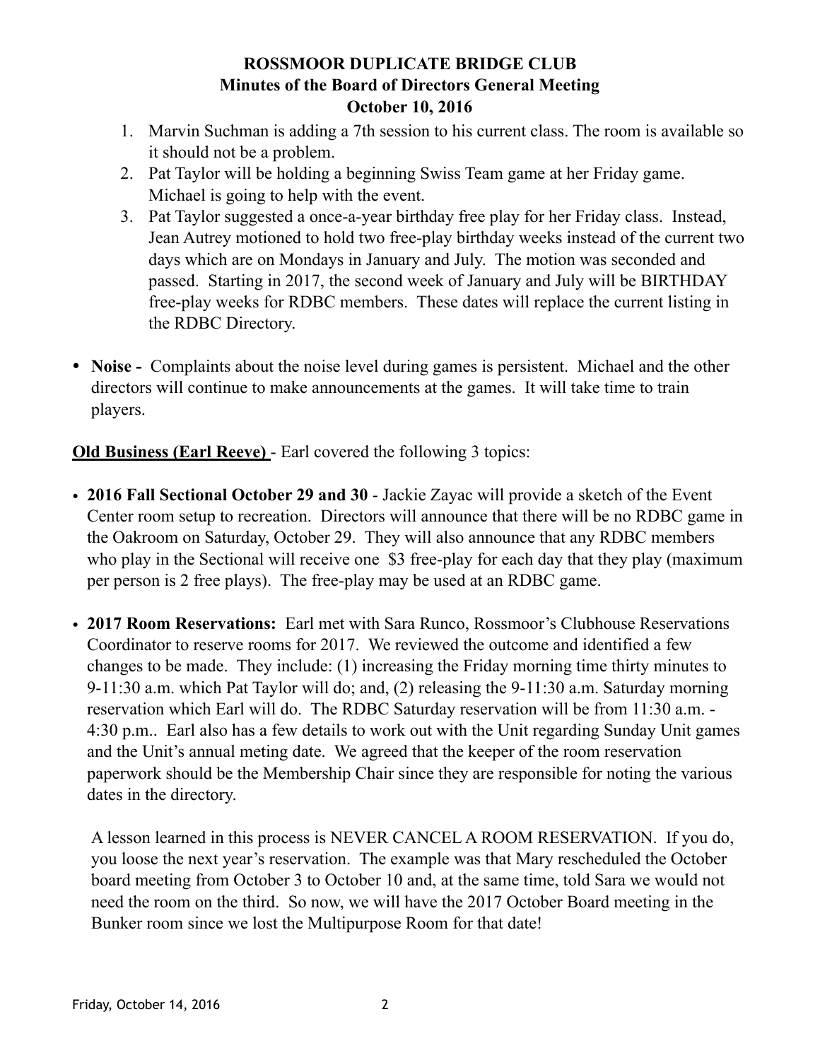# ROSSMOOR DUPLICATE BRIDGE CLUB
## Minutes of the Board of Directors General Meeting
## October 10, 2016

1. Marvin Suchman is adding a 7th session to his current class. The room is available so it should not be a problem.
2. Pat Taylor will be holding a beginning Swiss Team game at her Friday game. Michael is going to help with the event.
3. Pat Taylor suggested a once-a-year birthday free play for her Friday class. Instead, Jean Autrey motioned to hold two free-play birthday weeks instead of the current two days which are on Mondays in January and July. The motion was seconded and passed. Starting in 2017, the second week of January and July will be BIRTHDAY free-play weeks for RDBC members. These dates will replace the current listing in the RDBC Directory.

- **Noise -** Complaints about the noise level during games is persistent. Michael and the other directors will continue to make announcements at the games. It will take time to train players.

**Old Business (Earl Reeve)** - Earl covered the following 3 topics:

- **2016 Fall Sectional October 29 and 30** - Jackie Zayac will provide a sketch of the Event Center room setup to recreation. Directors will announce that there will be no RDBC game in the Oakroom on Saturday, October 29. They will also announce that any RDBC members who play in the Sectional will receive one $3 free-play for each day that they play (maximum per person is 2 free plays). The free-play may be used at an RDBC game.

- **2017 Room Reservations:** Earl met with Sara Runco, Rossmoor's Clubhouse Reservations Coordinator to reserve rooms for 2017. We reviewed the outcome and identified a few changes to be made. They include: (1) increasing the Friday morning time thirty minutes to 9-11:30 a.m. which Pat Taylor will do; and, (2) releasing the 9-11:30 a.m. Saturday morning reservation which Earl will do. The RDBC Saturday reservation will be from 11:30 a.m. - 4:30 p.m.. Earl also has a few details to work out with the Unit regarding Sunday Unit games and the Unit's annual meting date. We agreed that the keeper of the room reservation paperwork should be the Membership Chair since they are responsible for noting the various dates in the directory.

  A lesson learned in this process is NEVER CANCEL A ROOM RESERVATION. If you do, you loose the next year's reservation. The example was that Mary rescheduled the October board meeting from October 3 to October 10 and, at the same time, told Sara we would not need the room on the third. So now, we will have the 2017 October Board meeting in the Bunker room since we lost the Multipurpose Room for that date!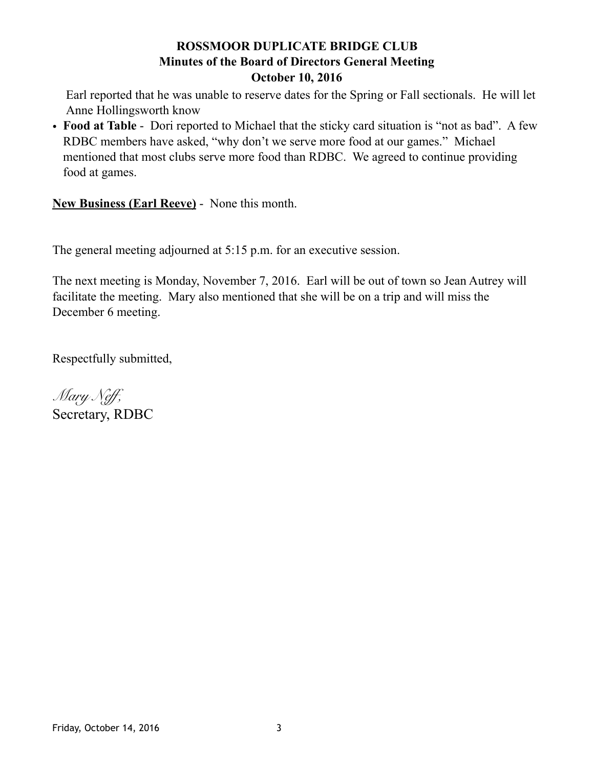**ROSSMOOR DUPLICATE BRIDGE CLUB**
**Minutes of the Board of Directors General Meeting**
**October 10, 2016**

Earl reported that he was unable to reserve dates for the Spring or Fall sectionals. He will let Anne Hollingsworth know

- **Food at Table** - Dori reported to Michael that the sticky card situation is "not as bad". A few RDBC members have asked, "why don't we serve more food at our games." Michael mentioned that most clubs serve more food than RDBC. We agreed to continue providing food at games.

**New Business (Earl Reeve)** - None this month.

The general meeting adjourned at 5:15 p.m. for an executive session.

The next meeting is Monday, November 7, 2016. Earl will be out of town so Jean Autrey will facilitate the meeting. Mary also mentioned that she will be on a trip and will miss the December 6 meeting.

Respectfully submitted,

*Mary Neff,*
Secretary, RDBC